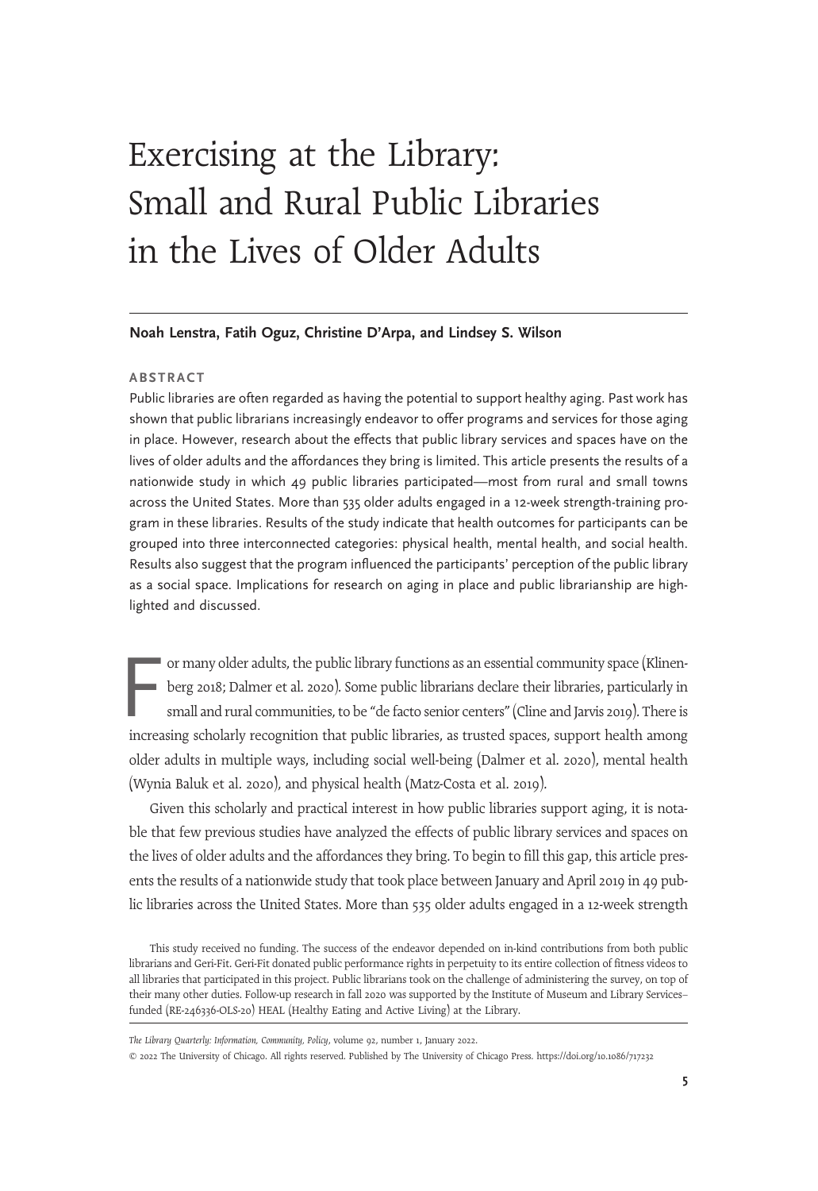# Exercising at the Library: Small and Rural Public Libraries in the Lives of Older Adults

**Noah Lenstra, Fatih Oguz, Christine D'Arpa, and Lindsey S. Wilson**

## ABSTRACT

Public libraries are often regarded as having the potential to support healthy aging. Past work has shown that public librarians increasingly endeavor to offer programs and services for those aging in place. However, research about the effects that public library services and spaces have on the lives of older adults and the affordances they bring is limited. This article presents the results of a nationwide study in which 49 public libraries participated—most from rural and small towns across the United States. More than 535 older adults engaged in a 12-week strength-training program in these libraries. Results of the study indicate that health outcomes for participants can be grouped into three interconnected categories: physical health, mental health, and social health. Results also suggest that the program influenced the participants' perception of the public library as a social space. Implications for research on aging in place and public librarianship are highlighted and discussed.

For many older adults, the public library functions as an essential community space (Klinenberg 2018; Dalmer et al. 2020). Some public librarians declare their libraries, particularly in small and rural communities, to be "de facto senior centers" (Cline and Jarvis 2019). There is increasing scholarly recognition that public libraries, as trusted spaces, support health among older adults in multiple ways, including social well-being (Dalmer et al. 2020), mental health (Wynia Baluk et al. 2020), and physical health (Matz-Costa et al. 2019).

Given this scholarly and practical interest in how public libraries support aging, it is notable that few previous studies have analyzed the effects of public library services and spaces on the lives of older adults and the affordances they bring. To begin to fill this gap, this article presents the results of a nationwide study that took place between January and April 2019 in 49 public libraries across the United States. More than 535 older adults engaged in a 12-week strength

This study received no funding. The success of the endeavor depended on in-kind contributions from both public librarians and Geri-Fit. Geri-Fit donated public performance rights in perpetuity to its entire collection of fitness videos to all libraries that participated in this project. Public librarians took on the challenge of administering the survey, on top of their many other duties. Follow-up research in fall 2020 was supported by the Institute of Museum and Library Services–funded (RE-246336-OLS-20) HEAL (Healthy Eating and Active Living) at the Library.

*The Library Quarterly: Information, Community, Policy*, volume 92, number 1, January 2022.

© 2022 The University of Chicago. All rights reserved. Published by The University of Chicago Press. https://doi.org/10.1086/717232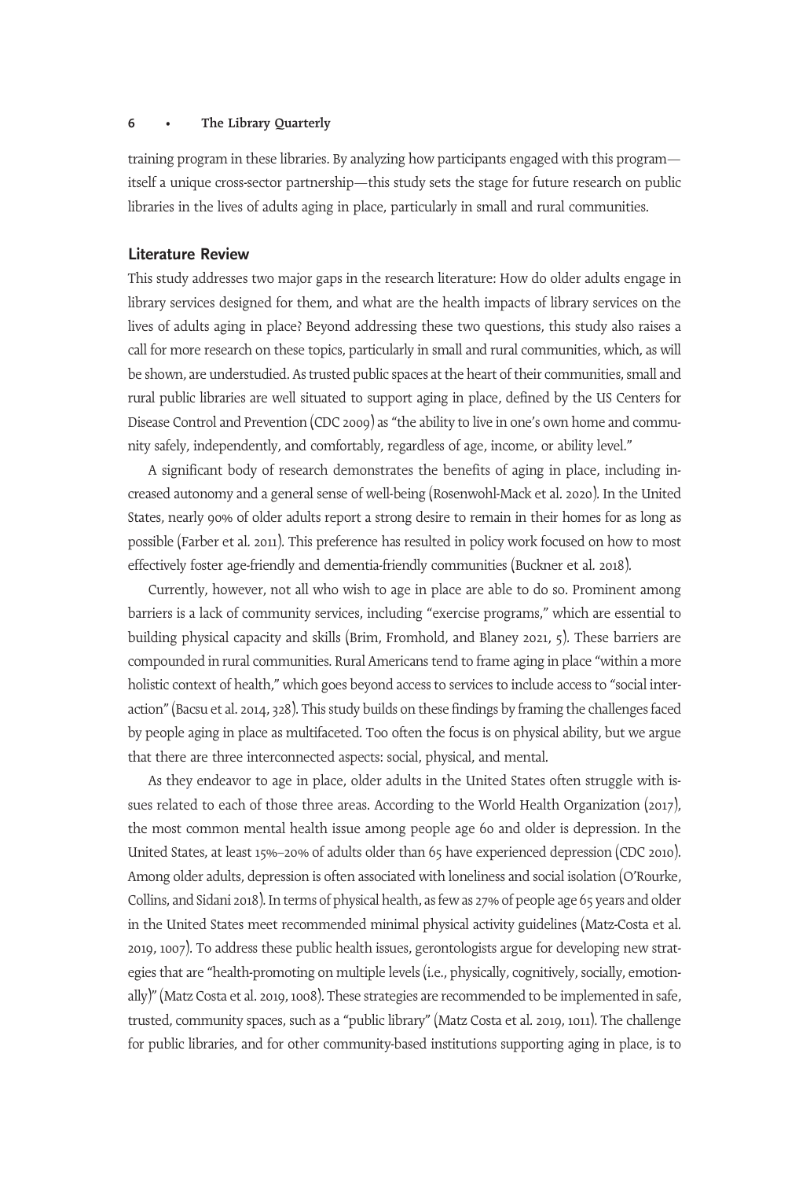training program in these libraries. By analyzing how participants engaged with this program—itself a unique cross-sector partnership—this study sets the stage for future research on public libraries in the lives of adults aging in place, particularly in small and rural communities.

## Literature Review

This study addresses two major gaps in the research literature: How do older adults engage in library services designed for them, and what are the health impacts of library services on the lives of adults aging in place? Beyond addressing these two questions, this study also raises a call for more research on these topics, particularly in small and rural communities, which, as will be shown, are understudied. As trusted public spaces at the heart of their communities, small and rural public libraries are well situated to support aging in place, defined by the US Centers for Disease Control and Prevention (CDC 2009) as "the ability to live in one's own home and community safely, independently, and comfortably, regardless of age, income, or ability level."

A significant body of research demonstrates the benefits of aging in place, including increased autonomy and a general sense of well-being (Rosenwohl-Mack et al. 2020). In the United States, nearly 90% of older adults report a strong desire to remain in their homes for as long as possible (Farber et al. 2011). This preference has resulted in policy work focused on how to most effectively foster age-friendly and dementia-friendly communities (Buckner et al. 2018).

Currently, however, not all who wish to age in place are able to do so. Prominent among barriers is a lack of community services, including "exercise programs," which are essential to building physical capacity and skills (Brim, Fromhold, and Blaney 2021, 5). These barriers are compounded in rural communities. Rural Americans tend to frame aging in place "within a more holistic context of health," which goes beyond access to services to include access to "social interaction" (Bacsu et al. 2014, 328). This study builds on these findings by framing the challenges faced by people aging in place as multifaceted. Too often the focus is on physical ability, but we argue that there are three interconnected aspects: social, physical, and mental.

As they endeavor to age in place, older adults in the United States often struggle with issues related to each of those three areas. According to the World Health Organization (2017), the most common mental health issue among people age 60 and older is depression. In the United States, at least 15%–20% of adults older than 65 have experienced depression (CDC 2010). Among older adults, depression is often associated with loneliness and social isolation (O'Rourke, Collins, and Sidani 2018). In terms of physical health, as few as 27% of people age 65 years and older in the United States meet recommended minimal physical activity guidelines (Matz-Costa et al. 2019, 1007). To address these public health issues, gerontologists argue for developing new strategies that are "health-promoting on multiple levels (i.e., physically, cognitively, socially, emotionally)" (Matz Costa et al. 2019, 1008). These strategies are recommended to be implemented in safe, trusted, community spaces, such as a "public library" (Matz Costa et al. 2019, 1011). The challenge for public libraries, and for other community-based institutions supporting aging in place, is to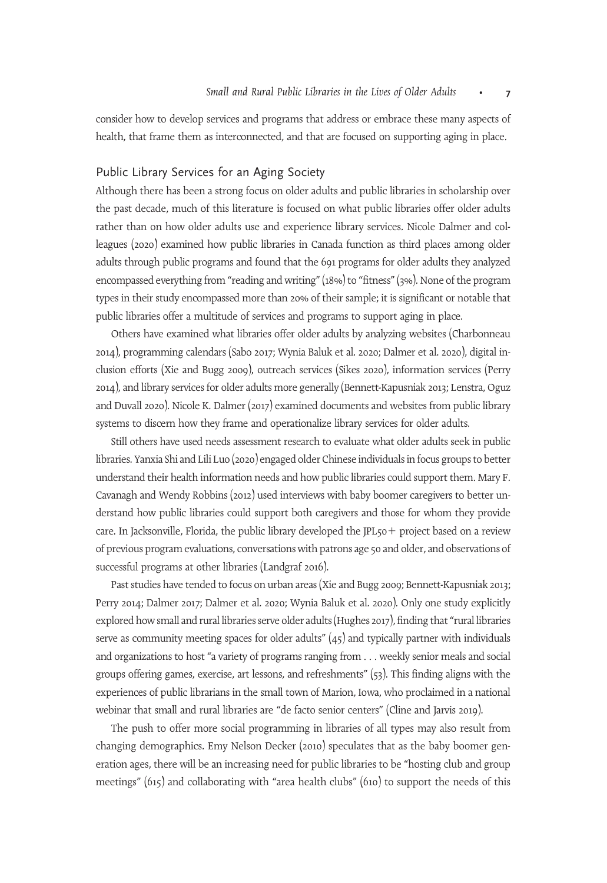consider how to develop services and programs that address or embrace these many aspects of health, that frame them as interconnected, and that are focused on supporting aging in place.

## Public Library Services for an Aging Society

Although there has been a strong focus on older adults and public libraries in scholarship over the past decade, much of this literature is focused on what public libraries offer older adults rather than on how older adults use and experience library services. Nicole Dalmer and colleagues (2020) examined how public libraries in Canada function as third places among older adults through public programs and found that the 691 programs for older adults they analyzed encompassed everything from "reading and writing" (18%) to "fitness" (3%). None of the program types in their study encompassed more than 20% of their sample; it is significant or notable that public libraries offer a multitude of services and programs to support aging in place.

Others have examined what libraries offer older adults by analyzing websites (Charbonneau 2014), programming calendars (Sabo 2017; Wynia Baluk et al. 2020; Dalmer et al. 2020), digital inclusion efforts (Xie and Bugg 2009), outreach services (Sikes 2020), information services (Perry 2014), and library services for older adults more generally (Bennett-Kapusniak 2013; Lenstra, Oguz and Duvall 2020). Nicole K. Dalmer (2017) examined documents and websites from public library systems to discern how they frame and operationalize library services for older adults.

Still others have used needs assessment research to evaluate what older adults seek in public libraries. Yanxia Shi and Lili Luo (2020) engaged older Chinese individuals in focus groups to better understand their health information needs and how public libraries could support them. Mary F. Cavanagh and Wendy Robbins (2012) used interviews with baby boomer caregivers to better understand how public libraries could support both caregivers and those for whom they provide care. In Jacksonville, Florida, the public library developed the JPL50+ project based on a review of previous program evaluations, conversations with patrons age 50 and older, and observations of successful programs at other libraries (Landgraf 2016).

Past studies have tended to focus on urban areas (Xie and Bugg 2009; Bennett-Kapusniak 2013; Perry 2014; Dalmer 2017; Dalmer et al. 2020; Wynia Baluk et al. 2020). Only one study explicitly explored how small and rural libraries serve older adults (Hughes 2017), finding that "rural libraries serve as community meeting spaces for older adults" (45) and typically partner with individuals and organizations to host "a variety of programs ranging from . . . weekly senior meals and social groups offering games, exercise, art lessons, and refreshments" (53). This finding aligns with the experiences of public librarians in the small town of Marion, Iowa, who proclaimed in a national webinar that small and rural libraries are "de facto senior centers" (Cline and Jarvis 2019).

The push to offer more social programming in libraries of all types may also result from changing demographics. Emy Nelson Decker (2010) speculates that as the baby boomer generation ages, there will be an increasing need for public libraries to be "hosting club and group meetings" (615) and collaborating with "area health clubs" (610) to support the needs of this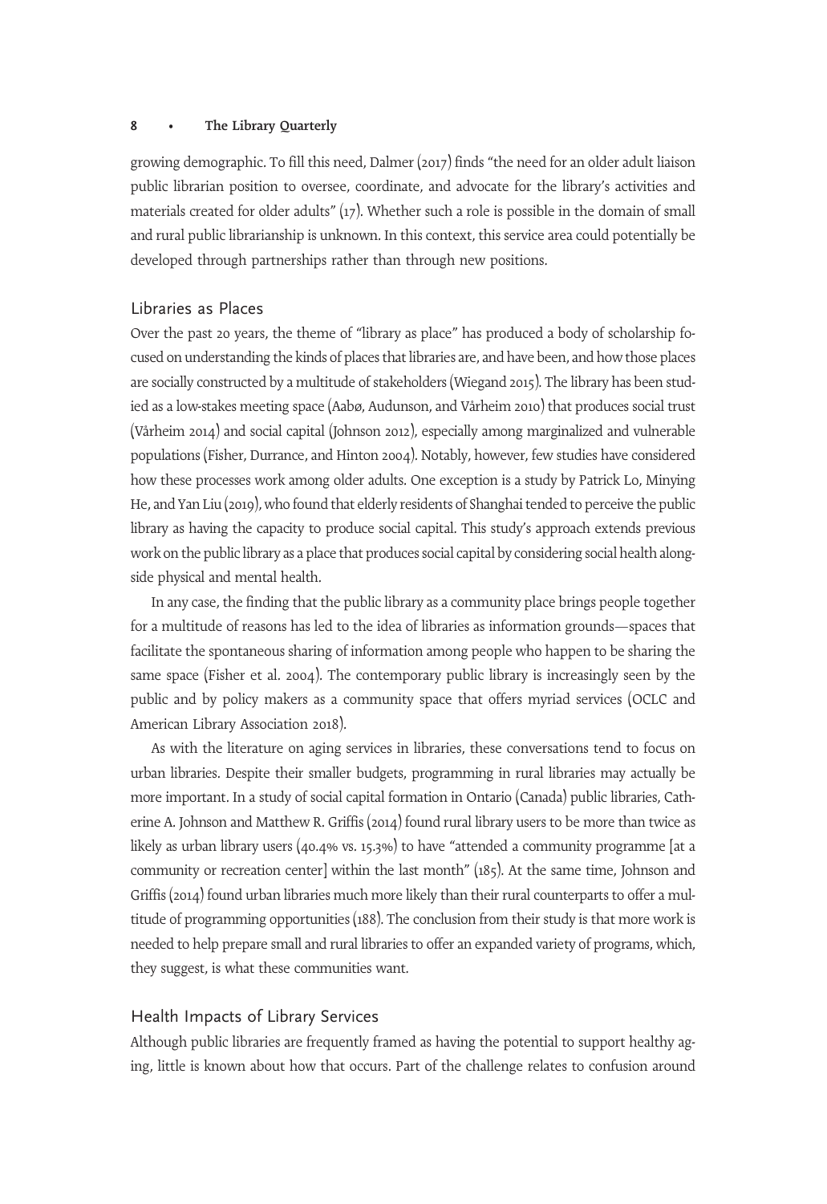growing demographic. To fill this need, Dalmer (2017) finds "the need for an older adult liaison public librarian position to oversee, coordinate, and advocate for the library's activities and materials created for older adults" (17). Whether such a role is possible in the domain of small and rural public librarianship is unknown. In this context, this service area could potentially be developed through partnerships rather than through new positions.

## Libraries as Places

Over the past 20 years, the theme of "library as place" has produced a body of scholarship focused on understanding the kinds of places that libraries are, and have been, and how those places are socially constructed by a multitude of stakeholders (Wiegand 2015). The library has been studied as a low-stakes meeting space (Aabø, Audunson, and Vårheim 2010) that produces social trust (Vårheim 2014) and social capital (Johnson 2012), especially among marginalized and vulnerable populations (Fisher, Durrance, and Hinton 2004). Notably, however, few studies have considered how these processes work among older adults. One exception is a study by Patrick Lo, Minying He, and Yan Liu (2019), who found that elderly residents of Shanghai tended to perceive the public library as having the capacity to produce social capital. This study's approach extends previous work on the public library as a place that produces social capital by considering social health alongside physical and mental health.

In any case, the finding that the public library as a community place brings people together for a multitude of reasons has led to the idea of libraries as information grounds—spaces that facilitate the spontaneous sharing of information among people who happen to be sharing the same space (Fisher et al. 2004). The contemporary public library is increasingly seen by the public and by policy makers as a community space that offers myriad services (OCLC and American Library Association 2018).

As with the literature on aging services in libraries, these conversations tend to focus on urban libraries. Despite their smaller budgets, programming in rural libraries may actually be more important. In a study of social capital formation in Ontario (Canada) public libraries, Catherine A. Johnson and Matthew R. Griffis (2014) found rural library users to be more than twice as likely as urban library users (40.4% vs. 15.3%) to have "attended a community programme [at a community or recreation center] within the last month" (185). At the same time, Johnson and Griffis (2014) found urban libraries much more likely than their rural counterparts to offer a multitude of programming opportunities (188). The conclusion from their study is that more work is needed to help prepare small and rural libraries to offer an expanded variety of programs, which, they suggest, is what these communities want.

## Health Impacts of Library Services

Although public libraries are frequently framed as having the potential to support healthy aging, little is known about how that occurs. Part of the challenge relates to confusion around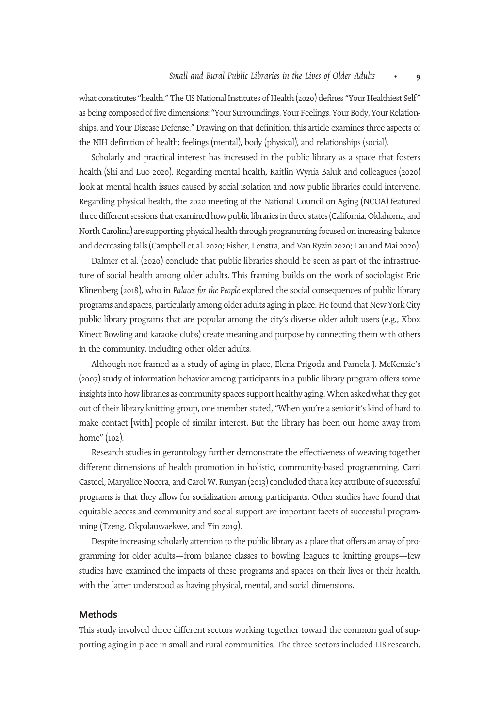what constitutes "health." The US National Institutes of Health (2020) defines "Your Healthiest Self" as being composed of five dimensions: "Your Surroundings, Your Feelings, Your Body, Your Relationships, and Your Disease Defense." Drawing on that definition, this article examines three aspects of the NIH definition of health: feelings (mental), body (physical), and relationships (social).

Scholarly and practical interest has increased in the public library as a space that fosters health (Shi and Luo 2020). Regarding mental health, Kaitlin Wynia Baluk and colleagues (2020) look at mental health issues caused by social isolation and how public libraries could intervene. Regarding physical health, the 2020 meeting of the National Council on Aging (NCOA) featured three different sessions that examined how public libraries in three states (California, Oklahoma, and North Carolina) are supporting physical health through programming focused on increasing balance and decreasing falls (Campbell et al. 2020; Fisher, Lenstra, and Van Ryzin 2020; Lau and Mai 2020).

Dalmer et al. (2020) conclude that public libraries should be seen as part of the infrastructure of social health among older adults. This framing builds on the work of sociologist Eric Klinenberg (2018), who in *Palaces for the People* explored the social consequences of public library programs and spaces, particularly among older adults aging in place. He found that New York City public library programs that are popular among the city's diverse older adult users (e.g., Xbox Kinect Bowling and karaoke clubs) create meaning and purpose by connecting them with others in the community, including other older adults.

Although not framed as a study of aging in place, Elena Prigoda and Pamela J. McKenzie's (2007) study of information behavior among participants in a public library program offers some insights into how libraries as community spaces support healthy aging. When asked what they got out of their library knitting group, one member stated, "When you're a senior it's kind of hard to make contact [with] people of similar interest. But the library has been our home away from home" (102).

Research studies in gerontology further demonstrate the effectiveness of weaving together different dimensions of health promotion in holistic, community-based programming. Carri Casteel, Maryalice Nocera, and Carol W. Runyan (2013) concluded that a key attribute of successful programs is that they allow for socialization among participants. Other studies have found that equitable access and community and social support are important facets of successful programming (Tzeng, Okpalauwaekwe, and Yin 2019).

Despite increasing scholarly attention to the public library as a place that offers an array of programming for older adults—from balance classes to bowling leagues to knitting groups—few studies have examined the impacts of these programs and spaces on their lives or their health, with the latter understood as having physical, mental, and social dimensions.

## Methods

This study involved three different sectors working together toward the common goal of supporting aging in place in small and rural communities. The three sectors included LIS research,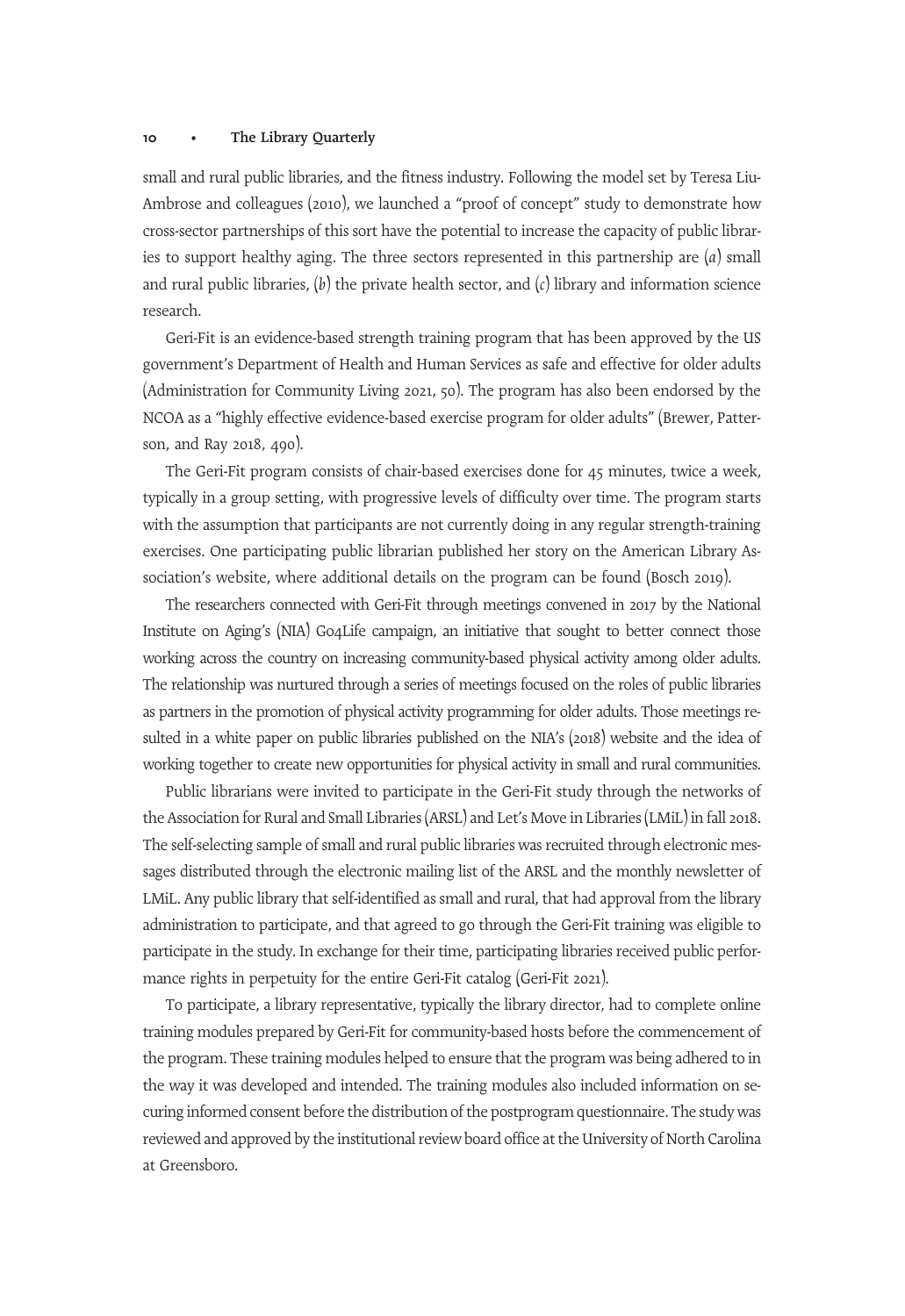small and rural public libraries, and the fitness industry. Following the model set by Teresa Liu-Ambrose and colleagues (2010), we launched a "proof of concept" study to demonstrate how cross-sector partnerships of this sort have the potential to increase the capacity of public libraries to support healthy aging. The three sectors represented in this partnership are (*a*) small and rural public libraries, (*b*) the private health sector, and (*c*) library and information science research.

Geri-Fit is an evidence-based strength training program that has been approved by the US government's Department of Health and Human Services as safe and effective for older adults (Administration for Community Living 2021, 50). The program has also been endorsed by the NCOA as a "highly effective evidence-based exercise program for older adults" (Brewer, Patterson, and Ray 2018, 490).

The Geri-Fit program consists of chair-based exercises done for 45 minutes, twice a week, typically in a group setting, with progressive levels of difficulty over time. The program starts with the assumption that participants are not currently doing in any regular strength-training exercises. One participating public librarian published her story on the American Library Association's website, where additional details on the program can be found (Bosch 2019).

The researchers connected with Geri-Fit through meetings convened in 2017 by the National Institute on Aging's (NIA) Go4Life campaign, an initiative that sought to better connect those working across the country on increasing community-based physical activity among older adults. The relationship was nurtured through a series of meetings focused on the roles of public libraries as partners in the promotion of physical activity programming for older adults. Those meetings resulted in a white paper on public libraries published on the NIA's (2018) website and the idea of working together to create new opportunities for physical activity in small and rural communities.

Public librarians were invited to participate in the Geri-Fit study through the networks of the Association for Rural and Small Libraries (ARSL) and Let's Move in Libraries (LMiL) in fall 2018. The self-selecting sample of small and rural public libraries was recruited through electronic messages distributed through the electronic mailing list of the ARSL and the monthly newsletter of LMiL. Any public library that self-identified as small and rural, that had approval from the library administration to participate, and that agreed to go through the Geri-Fit training was eligible to participate in the study. In exchange for their time, participating libraries received public performance rights in perpetuity for the entire Geri-Fit catalog (Geri-Fit 2021).

To participate, a library representative, typically the library director, had to complete online training modules prepared by Geri-Fit for community-based hosts before the commencement of the program. These training modules helped to ensure that the program was being adhered to in the way it was developed and intended. The training modules also included information on securing informed consent before the distribution of the postprogram questionnaire. The study was reviewed and approved by the institutional review board office at the University of North Carolina at Greensboro.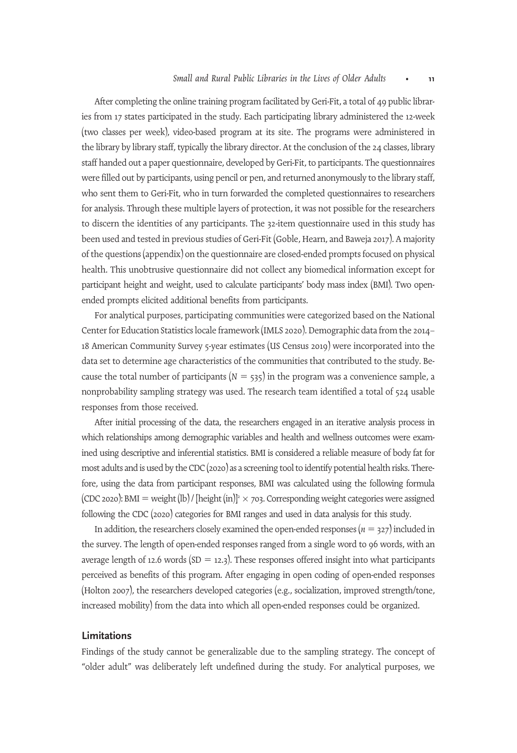After completing the online training program facilitated by Geri-Fit, a total of 49 public libraries from 17 states participated in the study. Each participating library administered the 12-week (two classes per week), video-based program at its site. The programs were administered in the library by library staff, typically the library director. At the conclusion of the 24 classes, library staff handed out a paper questionnaire, developed by Geri-Fit, to participants. The questionnaires were filled out by participants, using pencil or pen, and returned anonymously to the library staff, who sent them to Geri-Fit, who in turn forwarded the completed questionnaires to researchers for analysis. Through these multiple layers of protection, it was not possible for the researchers to discern the identities of any participants. The 32-item questionnaire used in this study has been used and tested in previous studies of Geri-Fit (Goble, Hearn, and Baweja 2017). A majority of the questions (appendix) on the questionnaire are closed-ended prompts focused on physical health. This unobtrusive questionnaire did not collect any biomedical information except for participant height and weight, used to calculate participants' body mass index (BMI). Two open-ended prompts elicited additional benefits from participants.

For analytical purposes, participating communities were categorized based on the National Center for Education Statistics locale framework (IMLS 2020). Demographic data from the 2014–18 American Community Survey 5-year estimates (US Census 2019) were incorporated into the data set to determine age characteristics of the communities that contributed to the study. Because the total number of participants ($N = 535$) in the program was a convenience sample, a nonprobability sampling strategy was used. The research team identified a total of 524 usable responses from those received.

After initial processing of the data, the researchers engaged in an iterative analysis process in which relationships among demographic variables and health and wellness outcomes were examined using descriptive and inferential statistics. BMI is considered a reliable measure of body fat for most adults and is used by the CDC (2020) as a screening tool to identify potential health risks. Therefore, using the data from participant responses, BMI was calculated using the following formula (CDC 2020): $\text{BMI} = \text{weight (lb)} / [\text{height (in)}]^2 \times 703$. Corresponding weight categories were assigned following the CDC (2020) categories for BMI ranges and used in data analysis for this study.

In addition, the researchers closely examined the open-ended responses ($n = 327$) included in the survey. The length of open-ended responses ranged from a single word to 96 words, with an average length of 12.6 words (SD = 12.3). These responses offered insight into what participants perceived as benefits of this program. After engaging in open coding of open-ended responses (Holton 2007), the researchers developed categories (e.g., socialization, improved strength/tone, increased mobility) from the data into which all open-ended responses could be organized.

## Limitations

Findings of the study cannot be generalizable due to the sampling strategy. The concept of "older adult" was deliberately left undefined during the study. For analytical purposes, we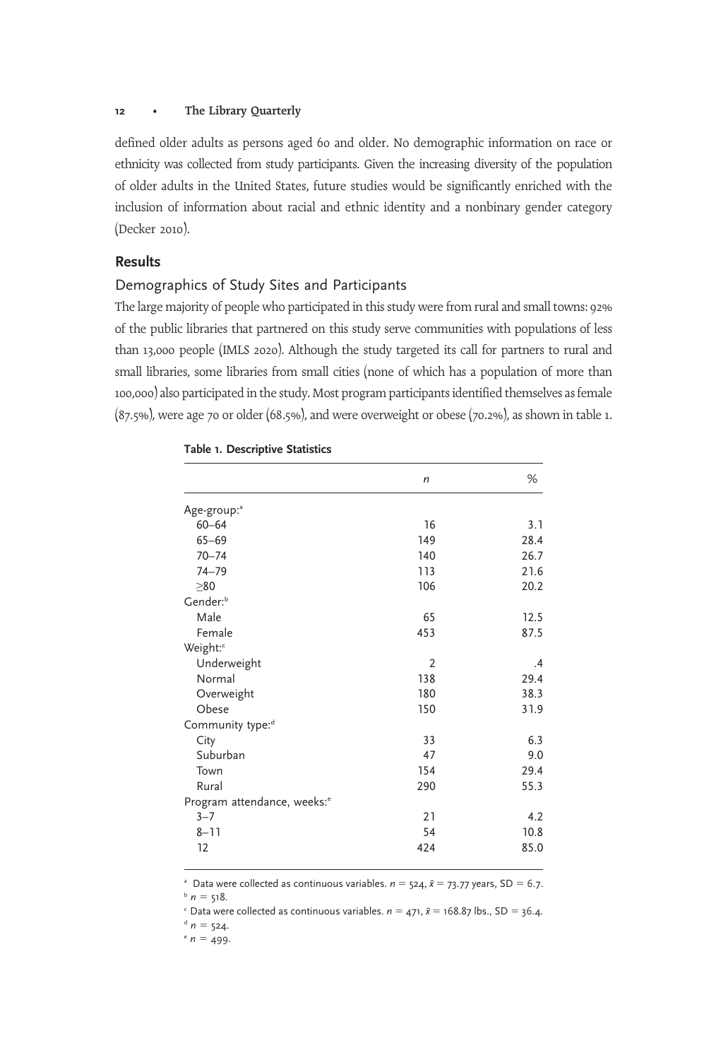defined older adults as persons aged 60 and older. No demographic information on race or ethnicity was collected from study participants. Given the increasing diversity of the population of older adults in the United States, future studies would be significantly enriched with the inclusion of information about racial and ethnic identity and a nonbinary gender category (Decker 2010).

## Results

### Demographics of Study Sites and Participants

The large majority of people who participated in this study were from rural and small towns: 92% of the public libraries that partnered on this study serve communities with populations of less than 13,000 people (IMLS 2020). Although the study targeted its call for partners to rural and small libraries, some libraries from small cities (none of which has a population of more than 100,000) also participated in the study. Most program participants identified themselves as female (87.5%), were age 70 or older (68.5%), and were overweight or obese (70.2%), as shown in table 1.

**Table 1. Descriptive Statistics**

| | *n* | % |
|---|---|---|
| Age-group:[a] | | |
| 60–64 | 16 | 3.1 |
| 65–69 | 149 | 28.4 |
| 70–74 | 140 | 26.7 |
| 74–79 | 113 | 21.6 |
| ≥80 | 106 | 20.2 |
| Gender:[b] | | |
| Male | 65 | 12.5 |
| Female | 453 | 87.5 |
| Weight:[c] | | |
| Underweight | 2 | .4 |
| Normal | 138 | 29.4 |
| Overweight | 180 | 38.3 |
| Obese | 150 | 31.9 |
| Community type:[d] | | |
| City | 33 | 6.3 |
| Suburban | 47 | 9.0 |
| Town | 154 | 29.4 |
| Rural | 290 | 55.3 |
| Program attendance, weeks:[e] | | |
| 3–7 | 21 | 4.2 |
| 8–11 | 54 | 10.8 |
| 12 | 424 | 85.0 |

[a] Data were collected as continuous variables. $n = 524$, $\bar{x} = 73.77$ years, SD $= 6.7$.

[b] $n = 518$.

[c] Data were collected as continuous variables. $n = 471$, $\bar{x} = 168.87$ lbs., SD $= 36.4$.

[d] $n = 524$.

[e] $n = 499$.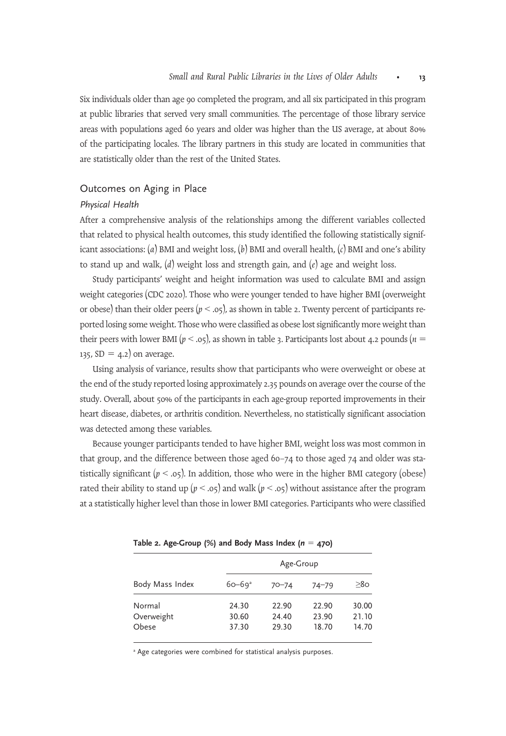Six individuals older than age 90 completed the program, and all six participated in this program at public libraries that served very small communities. The percentage of those library service areas with populations aged 60 years and older was higher than the US average, at about 80% of the participating locales. The library partners in this study are located in communities that are statistically older than the rest of the United States.

## Outcomes on Aging in Place

### *Physical Health*

After a comprehensive analysis of the relationships among the different variables collected that related to physical health outcomes, this study identified the following statistically significant associations: (*a*) BMI and weight loss, (*b*) BMI and overall health, (*c*) BMI and one's ability to stand up and walk, (*d*) weight loss and strength gain, and (*e*) age and weight loss.

Study participants' weight and height information was used to calculate BMI and assign weight categories (CDC 2020). Those who were younger tended to have higher BMI (overweight or obese) than their older peers ($p < .05$), as shown in table 2. Twenty percent of participants reported losing some weight. Those who were classified as obese lost significantly more weight than their peers with lower BMI ($p < .05$), as shown in table 3. Participants lost about 4.2 pounds ($n = 135$, $SD = 4.2$) on average.

Using analysis of variance, results show that participants who were overweight or obese at the end of the study reported losing approximately 2.35 pounds on average over the course of the study. Overall, about 50% of the participants in each age-group reported improvements in their heart disease, diabetes, or arthritis condition. Nevertheless, no statistically significant association was detected among these variables.

Because younger participants tended to have higher BMI, weight loss was most common in that group, and the difference between those aged 60–74 to those aged 74 and older was statistically significant ($p < .05$). In addition, those who were in the higher BMI category (obese) rated their ability to stand up ($p < .05$) and walk ($p < .05$) without assistance after the program at a statistically higher level than those in lower BMI categories. Participants who were classified

**Table 2. Age-Group (%) and Body Mass Index ($n = 470$)**

| | Age-Group | | | |
|---|---|---|---|---|
| Body Mass Index | 60–69[a] | 70–74 | 74–79 | ≥80 |
| Normal | 24.30 | 22.90 | 22.90 | 30.00 |
| Overweight | 30.60 | 24.40 | 23.90 | 21.10 |
| Obese | 37.30 | 29.30 | 18.70 | 14.70 |

[a] Age categories were combined for statistical analysis purposes.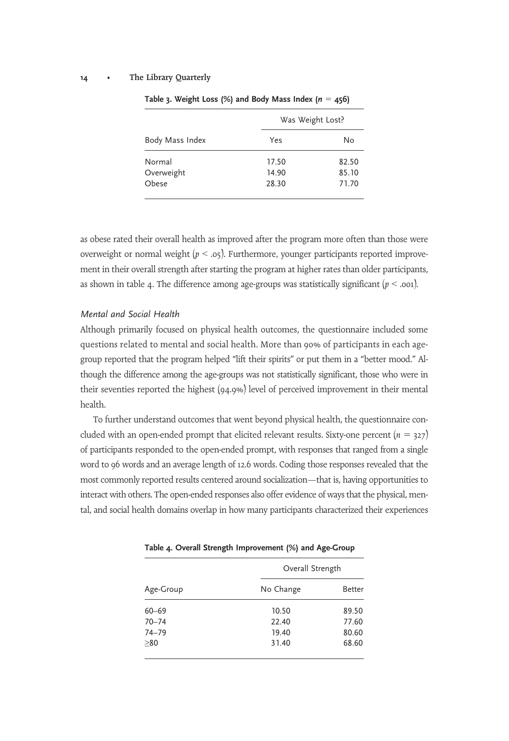Table 3. Weight Loss (%) and Body Mass Index ($n$ = 456)

| | Was Weight Lost? | |
|---|---|---|
| Body Mass Index | Yes | No |
| Normal | 17.50 | 82.50 |
| Overweight | 14.90 | 85.10 |
| Obese | 28.30 | 71.70 |

as obese rated their overall health as improved after the program more often than those were overweight or normal weight ($p < .05$). Furthermore, younger participants reported improvement in their overall strength after starting the program at higher rates than older participants, as shown in table 4. The difference among age-groups was statistically significant ($p < .001$).

### *Mental and Social Health*

Although primarily focused on physical health outcomes, the questionnaire included some questions related to mental and social health. More than 90% of participants in each age-group reported that the program helped "lift their spirits" or put them in a "better mood." Although the difference among the age-groups was not statistically significant, those who were in their seventies reported the highest (94.9%) level of perceived improvement in their mental health.

To further understand outcomes that went beyond physical health, the questionnaire concluded with an open-ended prompt that elicited relevant results. Sixty-one percent ($n$ = 327) of participants responded to the open-ended prompt, with responses that ranged from a single word to 96 words and an average length of 12.6 words. Coding those responses revealed that the most commonly reported results centered around socialization—that is, having opportunities to interact with others. The open-ended responses also offer evidence of ways that the physical, mental, and social health domains overlap in how many participants characterized their experiences

Table 4. Overall Strength Improvement (%) and Age-Group

| | Overall Strength | |
|---|---|---|
| Age-Group | No Change | Better |
| 60–69 | 10.50 | 89.50 |
| 70–74 | 22.40 | 77.60 |
| 74–79 | 19.40 | 80.60 |
| ≥80 | 31.40 | 68.60 |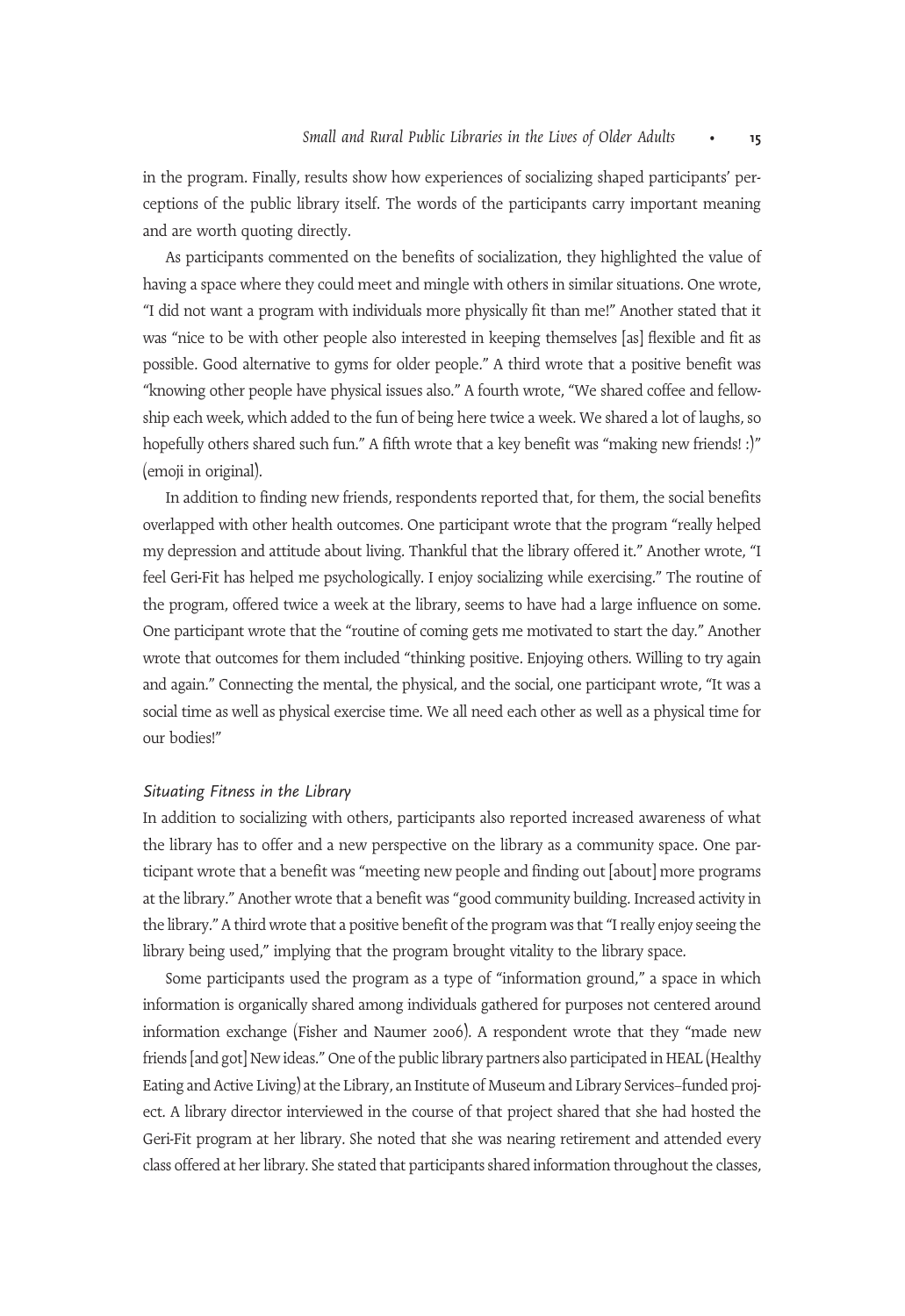in the program. Finally, results show how experiences of socializing shaped participants' perceptions of the public library itself. The words of the participants carry important meaning and are worth quoting directly.

As participants commented on the benefits of socialization, they highlighted the value of having a space where they could meet and mingle with others in similar situations. One wrote, "I did not want a program with individuals more physically fit than me!" Another stated that it was "nice to be with other people also interested in keeping themselves [as] flexible and fit as possible. Good alternative to gyms for older people." A third wrote that a positive benefit was "knowing other people have physical issues also." A fourth wrote, "We shared coffee and fellowship each week, which added to the fun of being here twice a week. We shared a lot of laughs, so hopefully others shared such fun." A fifth wrote that a key benefit was "making new friends! :)" (emoji in original).

In addition to finding new friends, respondents reported that, for them, the social benefits overlapped with other health outcomes. One participant wrote that the program "really helped my depression and attitude about living. Thankful that the library offered it." Another wrote, "I feel Geri-Fit has helped me psychologically. I enjoy socializing while exercising." The routine of the program, offered twice a week at the library, seems to have had a large influence on some. One participant wrote that the "routine of coming gets me motivated to start the day." Another wrote that outcomes for them included "thinking positive. Enjoying others. Willing to try again and again." Connecting the mental, the physical, and the social, one participant wrote, "It was a social time as well as physical exercise time. We all need each other as well as a physical time for our bodies!"

### *Situating Fitness in the Library*

In addition to socializing with others, participants also reported increased awareness of what the library has to offer and a new perspective on the library as a community space. One participant wrote that a benefit was "meeting new people and finding out [about] more programs at the library." Another wrote that a benefit was "good community building. Increased activity in the library." A third wrote that a positive benefit of the program was that "I really enjoy seeing the library being used," implying that the program brought vitality to the library space.

Some participants used the program as a type of "information ground," a space in which information is organically shared among individuals gathered for purposes not centered around information exchange (Fisher and Naumer 2006). A respondent wrote that they "made new friends [and got] New ideas." One of the public library partners also participated in HEAL (Healthy Eating and Active Living) at the Library, an Institute of Museum and Library Services–funded project. A library director interviewed in the course of that project shared that she had hosted the Geri-Fit program at her library. She noted that she was nearing retirement and attended every class offered at her library. She stated that participants shared information throughout the classes,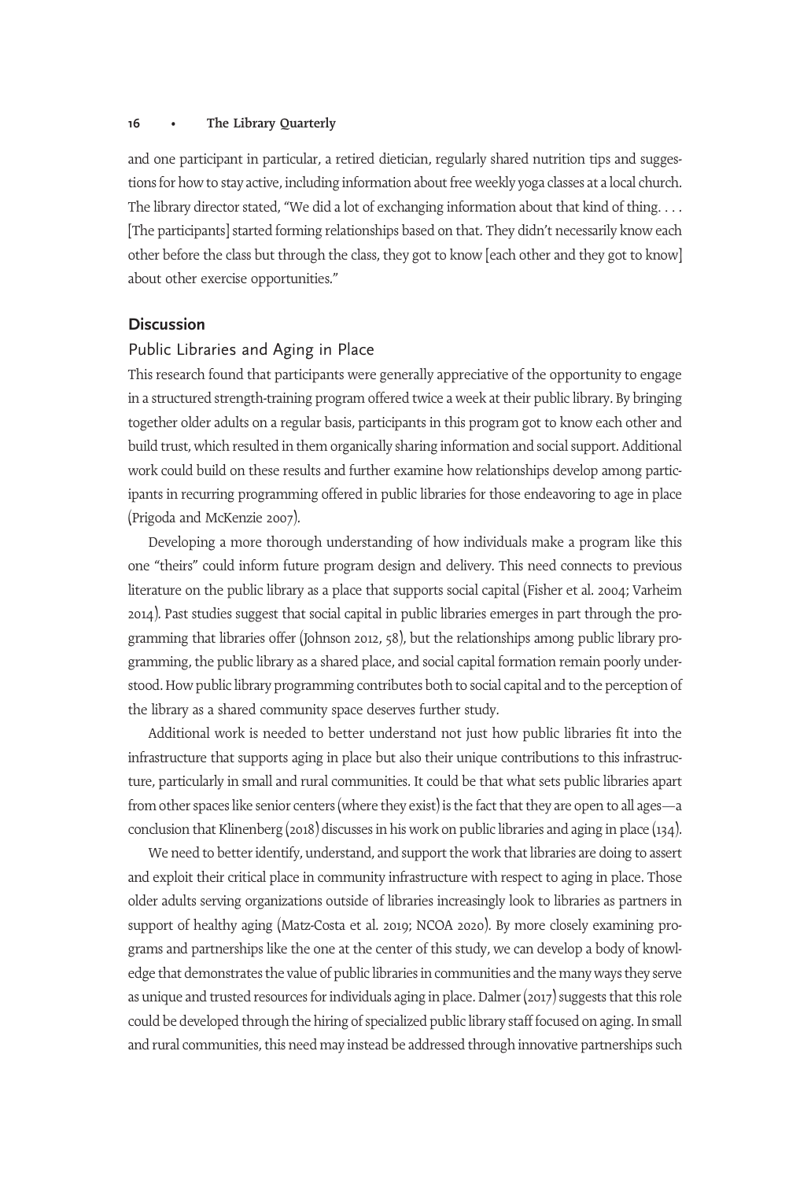and one participant in particular, a retired dietician, regularly shared nutrition tips and suggestions for how to stay active, including information about free weekly yoga classes at a local church. The library director stated, "We did a lot of exchanging information about that kind of thing. . . . [The participants] started forming relationships based on that. They didn't necessarily know each other before the class but through the class, they got to know [each other and they got to know] about other exercise opportunities."

## Discussion

### Public Libraries and Aging in Place

This research found that participants were generally appreciative of the opportunity to engage in a structured strength-training program offered twice a week at their public library. By bringing together older adults on a regular basis, participants in this program got to know each other and build trust, which resulted in them organically sharing information and social support. Additional work could build on these results and further examine how relationships develop among participants in recurring programming offered in public libraries for those endeavoring to age in place (Prigoda and McKenzie 2007).

Developing a more thorough understanding of how individuals make a program like this one "theirs" could inform future program design and delivery. This need connects to previous literature on the public library as a place that supports social capital (Fisher et al. 2004; Varheim 2014). Past studies suggest that social capital in public libraries emerges in part through the programming that libraries offer (Johnson 2012, 58), but the relationships among public library programming, the public library as a shared place, and social capital formation remain poorly understood. How public library programming contributes both to social capital and to the perception of the library as a shared community space deserves further study.

Additional work is needed to better understand not just how public libraries fit into the infrastructure that supports aging in place but also their unique contributions to this infrastructure, particularly in small and rural communities. It could be that what sets public libraries apart from other spaces like senior centers (where they exist) is the fact that they are open to all ages—a conclusion that Klinenberg (2018) discusses in his work on public libraries and aging in place (134).

We need to better identify, understand, and support the work that libraries are doing to assert and exploit their critical place in community infrastructure with respect to aging in place. Those older adults serving organizations outside of libraries increasingly look to libraries as partners in support of healthy aging (Matz-Costa et al. 2019; NCOA 2020). By more closely examining programs and partnerships like the one at the center of this study, we can develop a body of knowledge that demonstrates the value of public libraries in communities and the many ways they serve as unique and trusted resources for individuals aging in place. Dalmer (2017) suggests that this role could be developed through the hiring of specialized public library staff focused on aging. In small and rural communities, this need may instead be addressed through innovative partnerships such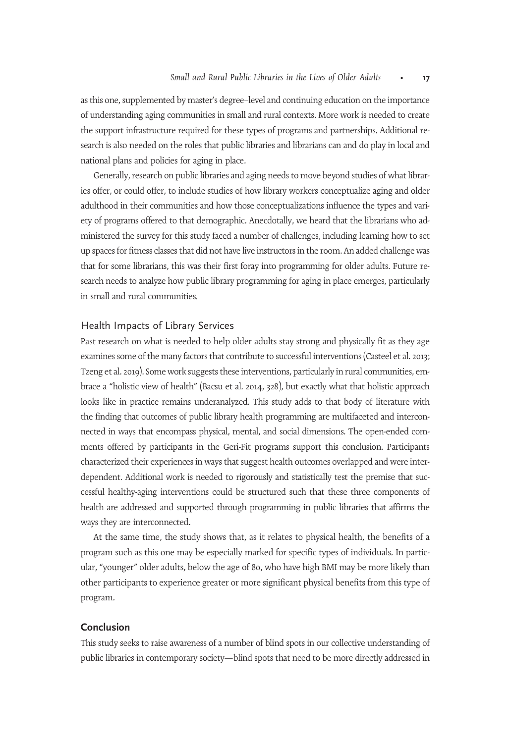as this one, supplemented by master's degree–level and continuing education on the importance of understanding aging communities in small and rural contexts. More work is needed to create the support infrastructure required for these types of programs and partnerships. Additional research is also needed on the roles that public libraries and librarians can and do play in local and national plans and policies for aging in place.

Generally, research on public libraries and aging needs to move beyond studies of what libraries offer, or could offer, to include studies of how library workers conceptualize aging and older adulthood in their communities and how those conceptualizations influence the types and variety of programs offered to that demographic. Anecdotally, we heard that the librarians who administered the survey for this study faced a number of challenges, including learning how to set up spaces for fitness classes that did not have live instructors in the room. An added challenge was that for some librarians, this was their first foray into programming for older adults. Future research needs to analyze how public library programming for aging in place emerges, particularly in small and rural communities.

### Health Impacts of Library Services

Past research on what is needed to help older adults stay strong and physically fit as they age examines some of the many factors that contribute to successful interventions (Casteel et al. 2013; Tzeng et al. 2019). Some work suggests these interventions, particularly in rural communities, embrace a "holistic view of health" (Bacsu et al. 2014, 328), but exactly what that holistic approach looks like in practice remains underanalyzed. This study adds to that body of literature with the finding that outcomes of public library health programming are multifaceted and interconnected in ways that encompass physical, mental, and social dimensions. The open-ended comments offered by participants in the Geri-Fit programs support this conclusion. Participants characterized their experiences in ways that suggest health outcomes overlapped and were interdependent. Additional work is needed to rigorously and statistically test the premise that successful healthy-aging interventions could be structured such that these three components of health are addressed and supported through programming in public libraries that affirms the ways they are interconnected.

At the same time, the study shows that, as it relates to physical health, the benefits of a program such as this one may be especially marked for specific types of individuals. In particular, "younger" older adults, below the age of 80, who have high BMI may be more likely than other participants to experience greater or more significant physical benefits from this type of program.

## Conclusion

This study seeks to raise awareness of a number of blind spots in our collective understanding of public libraries in contemporary society—blind spots that need to be more directly addressed in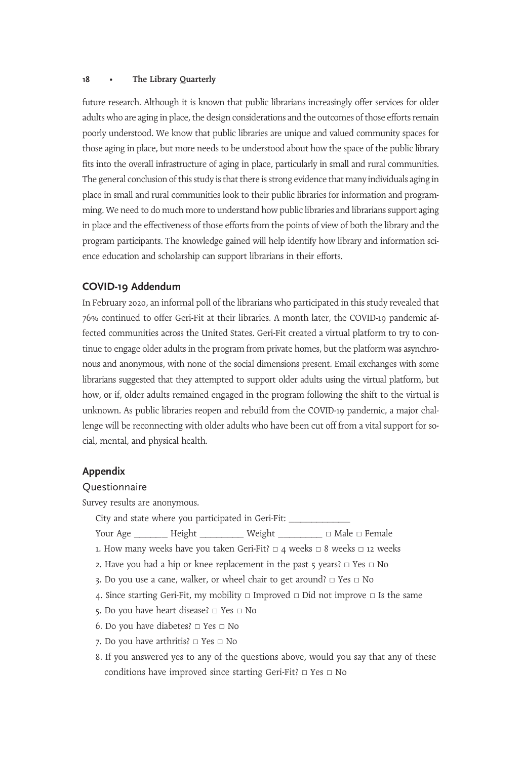future research. Although it is known that public librarians increasingly offer services for older adults who are aging in place, the design considerations and the outcomes of those efforts remain poorly understood. We know that public libraries are unique and valued community spaces for those aging in place, but more needs to be understood about how the space of the public library fits into the overall infrastructure of aging in place, particularly in small and rural communities. The general conclusion of this study is that there is strong evidence that many individuals aging in place in small and rural communities look to their public libraries for information and programming. We need to do much more to understand how public libraries and librarians support aging in place and the effectiveness of those efforts from the points of view of both the library and the program participants. The knowledge gained will help identify how library and information science education and scholarship can support librarians in their efforts.

## COVID-19 Addendum

In February 2020, an informal poll of the librarians who participated in this study revealed that 76% continued to offer Geri-Fit at their libraries. A month later, the COVID-19 pandemic affected communities across the United States. Geri-Fit created a virtual platform to try to continue to engage older adults in the program from private homes, but the platform was asynchronous and anonymous, with none of the social dimensions present. Email exchanges with some librarians suggested that they attempted to support older adults using the virtual platform, but how, or if, older adults remained engaged in the program following the shift to the virtual is unknown. As public libraries reopen and rebuild from the COVID-19 pandemic, a major challenge will be reconnecting with older adults who have been cut off from a vital support for social, mental, and physical health.

## Appendix

### Questionnaire

Survey results are anonymous.

City and state where you participated in Geri-Fit: ___________

Your Age ______ Height ________ Weight ________ □ Male □ Female

1. How many weeks have you taken Geri-Fit? □ 4 weeks □ 8 weeks □ 12 weeks
2. Have you had a hip or knee replacement in the past 5 years? □ Yes □ No
3. Do you use a cane, walker, or wheel chair to get around? □ Yes □ No
4. Since starting Geri-Fit, my mobility □ Improved □ Did not improve □ Is the same
5. Do you have heart disease? □ Yes □ No
6. Do you have diabetes? □ Yes □ No
7. Do you have arthritis? □ Yes □ No
8. If you answered yes to any of the questions above, would you say that any of these conditions have improved since starting Geri-Fit? □ Yes □ No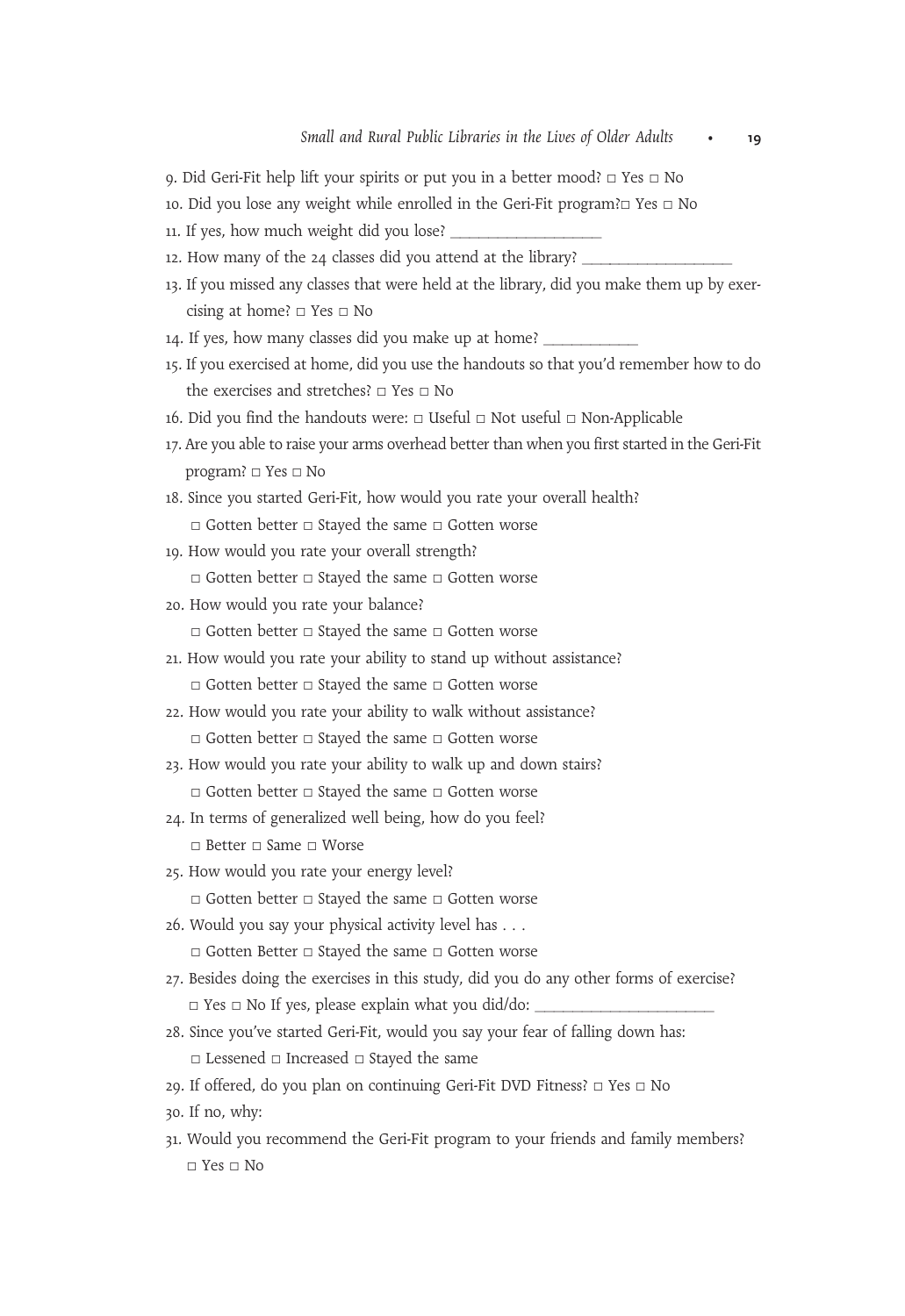9. Did Geri-Fit help lift your spirits or put you in a better mood? □ Yes □ No
10. Did you lose any weight while enrolled in the Geri-Fit program?□ Yes □ No
11. If yes, how much weight did you lose? ___________________
12. How many of the 24 classes did you attend at the library? ___________________
13. If you missed any classes that were held at the library, did you make them up by exercising at home? □ Yes □ No
14. If yes, how many classes did you make up at home? ____________
15. If you exercised at home, did you use the handouts so that you'd remember how to do the exercises and stretches? □ Yes □ No
16. Did you find the handouts were: □ Useful □ Not useful □ Non-Applicable
17. Are you able to raise your arms overhead better than when you first started in the Geri-Fit program? □ Yes □ No
18. Since you started Geri-Fit, how would you rate your overall health?
    □ Gotten better □ Stayed the same □ Gotten worse
19. How would you rate your overall strength?
    □ Gotten better □ Stayed the same □ Gotten worse
20. How would you rate your balance?
    □ Gotten better □ Stayed the same □ Gotten worse
21. How would you rate your ability to stand up without assistance?
    □ Gotten better □ Stayed the same □ Gotten worse
22. How would you rate your ability to walk without assistance?
    □ Gotten better □ Stayed the same □ Gotten worse
23. How would you rate your ability to walk up and down stairs?
    □ Gotten better □ Stayed the same □ Gotten worse
24. In terms of generalized well being, how do you feel?
    □ Better □ Same □ Worse
25. How would you rate your energy level?
    □ Gotten better □ Stayed the same □ Gotten worse
26. Would you say your physical activity level has . . .
    □ Gotten Better □ Stayed the same □ Gotten worse
27. Besides doing the exercises in this study, did you do any other forms of exercise?
    □ Yes □ No If yes, please explain what you did/do: ______________________
28. Since you've started Geri-Fit, would you say your fear of falling down has:
    □ Lessened □ Increased □ Stayed the same
29. If offered, do you plan on continuing Geri-Fit DVD Fitness? □ Yes □ No
30. If no, why:
31. Would you recommend the Geri-Fit program to your friends and family members?
    □ Yes □ No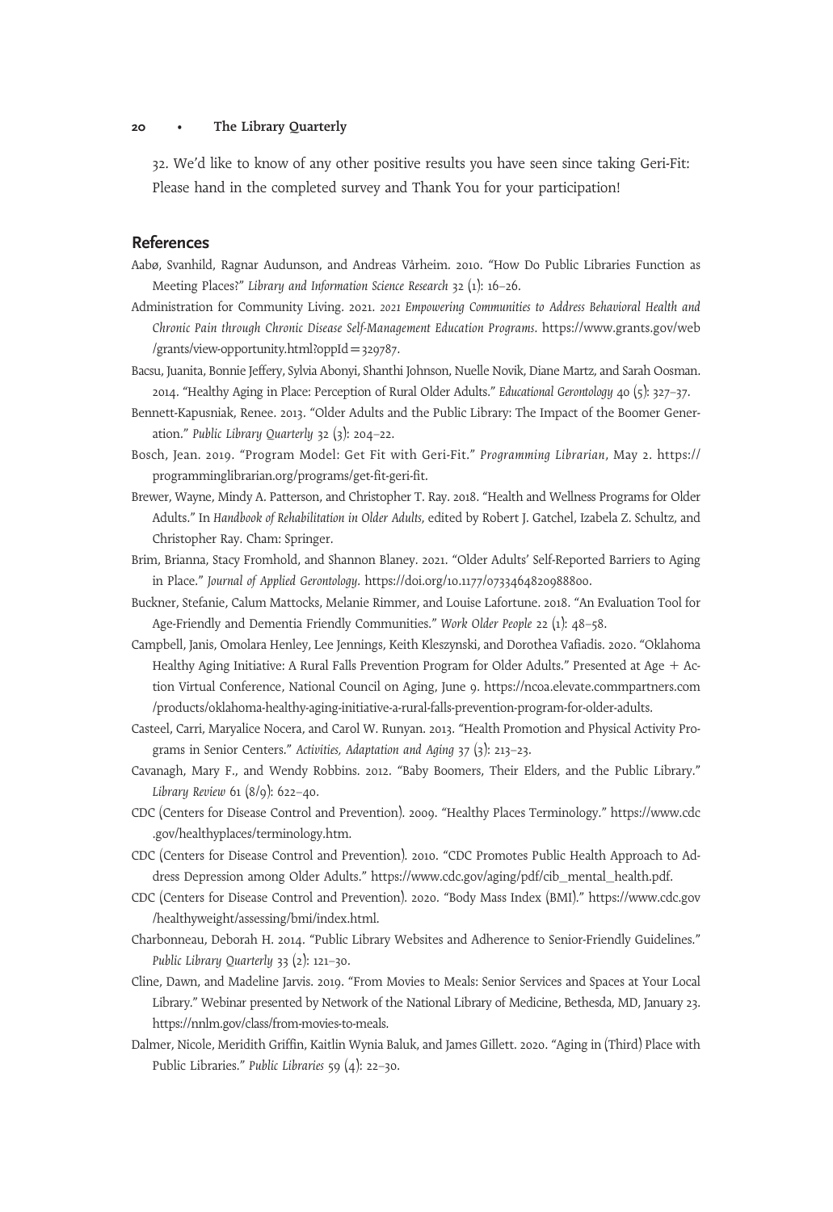32. We'd like to know of any other positive results you have seen since taking Geri-Fit: Please hand in the completed survey and Thank You for your participation!

## References

Aabø, Svanhild, Ragnar Audunson, and Andreas Vårheim. 2010. "How Do Public Libraries Function as Meeting Places?" *Library and Information Science Research* 32 (1): 16–26.

Administration for Community Living. 2021. *2021 Empowering Communities to Address Behavioral Health and Chronic Pain through Chronic Disease Self-Management Education Programs*. https://www.grants.gov/web/grants/view-opportunity.html?oppId=329787.

Bacsu, Juanita, Bonnie Jeffery, Sylvia Abonyi, Shanthi Johnson, Nuelle Novik, Diane Martz, and Sarah Oosman. 2014. "Healthy Aging in Place: Perception of Rural Older Adults." *Educational Gerontology* 40 (5): 327–37.

Bennett-Kapusniak, Renee. 2013. "Older Adults and the Public Library: The Impact of the Boomer Generation." *Public Library Quarterly* 32 (3): 204–22.

Bosch, Jean. 2019. "Program Model: Get Fit with Geri-Fit." *Programming Librarian*, May 2. https://programminglibrarian.org/programs/get-fit-geri-fit.

Brewer, Wayne, Mindy A. Patterson, and Christopher T. Ray. 2018. "Health and Wellness Programs for Older Adults." In *Handbook of Rehabilitation in Older Adults*, edited by Robert J. Gatchel, Izabela Z. Schultz, and Christopher Ray. Cham: Springer.

Brim, Brianna, Stacy Fromhold, and Shannon Blaney. 2021. "Older Adults' Self-Reported Barriers to Aging in Place." *Journal of Applied Gerontology*. https://doi.org/10.1177/0733464820988800.

Buckner, Stefanie, Calum Mattocks, Melanie Rimmer, and Louise Lafortune. 2018. "An Evaluation Tool for Age-Friendly and Dementia Friendly Communities." *Work Older People* 22 (1): 48–58.

Campbell, Janis, Omolara Henley, Lee Jennings, Keith Kleszynski, and Dorothea Vafiadis. 2020. "Oklahoma Healthy Aging Initiative: A Rural Falls Prevention Program for Older Adults." Presented at Age + Action Virtual Conference, National Council on Aging, June 9. https://ncoa.elevate.commpartners.com/products/oklahoma-healthy-aging-initiative-a-rural-falls-prevention-program-for-older-adults.

Casteel, Carri, Maryalice Nocera, and Carol W. Runyan. 2013. "Health Promotion and Physical Activity Programs in Senior Centers." *Activities, Adaptation and Aging* 37 (3): 213–23.

Cavanagh, Mary F., and Wendy Robbins. 2012. "Baby Boomers, Their Elders, and the Public Library." *Library Review* 61 (8/9): 622–40.

CDC (Centers for Disease Control and Prevention). 2009. "Healthy Places Terminology." https://www.cdc.gov/healthyplaces/terminology.htm.

CDC (Centers for Disease Control and Prevention). 2010. "CDC Promotes Public Health Approach to Address Depression among Older Adults." https://www.cdc.gov/aging/pdf/cib_mental_health.pdf.

CDC (Centers for Disease Control and Prevention). 2020. "Body Mass Index (BMI)." https://www.cdc.gov/healthyweight/assessing/bmi/index.html.

Charbonneau, Deborah H. 2014. "Public Library Websites and Adherence to Senior-Friendly Guidelines." *Public Library Quarterly* 33 (2): 121–30.

Cline, Dawn, and Madeline Jarvis. 2019. "From Movies to Meals: Senior Services and Spaces at Your Local Library." Webinar presented by Network of the National Library of Medicine, Bethesda, MD, January 23. https://nnlm.gov/class/from-movies-to-meals.

Dalmer, Nicole, Meridith Griffin, Kaitlin Wynia Baluk, and James Gillett. 2020. "Aging in (Third) Place with Public Libraries." *Public Libraries* 59 (4): 22–30.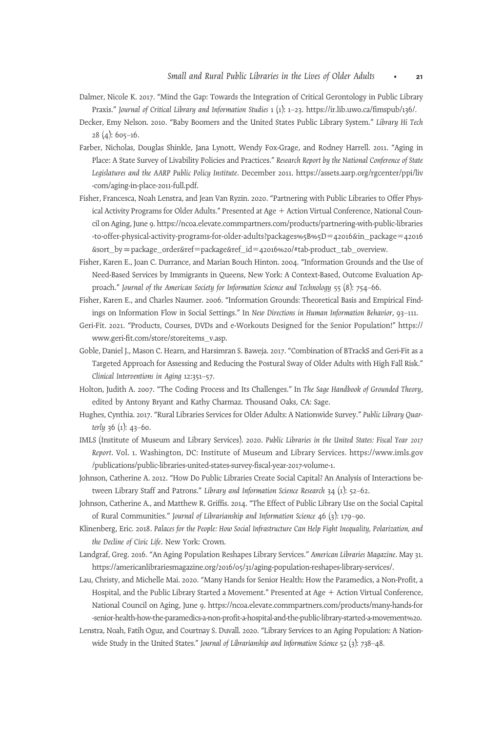Dalmer, Nicole K. 2017. "Mind the Gap: Towards the Integration of Critical Gerontology in Public Library Praxis." *Journal of Critical Library and Information Studies* 1 (1): 1–23. https://ir.lib.uwo.ca/fimspub/136/.

Decker, Emy Nelson. 2010. "Baby Boomers and the United States Public Library System." *Library Hi Tech* 28 (4): 605–16.

Farber, Nicholas, Douglas Shinkle, Jana Lynott, Wendy Fox-Grage, and Rodney Harrell. 2011. "Aging in Place: A State Survey of Livability Policies and Practices." *Research Report by the National Conference of State Legislatures and the AARP Public Policy Institute*. December 2011. https://assets.aarp.org/rgcenter/ppi/liv-com/aging-in-place-2011-full.pdf.

Fisher, Francesca, Noah Lenstra, and Jean Van Ryzin. 2020. "Partnering with Public Libraries to Offer Physical Activity Programs for Older Adults." Presented at Age + Action Virtual Conference, National Council on Aging, June 9. https://ncoa.elevate.commpartners.com/products/partnering-with-public-libraries-to-offer-physical-activity-programs-for-older-adults?packages%5B%5D=42016&in_package=42016&sort_by=package_order&ref=package&ref_id=42016%20/#tab-product_tab_overview.

Fisher, Karen E., Joan C. Durrance, and Marian Bouch Hinton. 2004. "Information Grounds and the Use of Need-Based Services by Immigrants in Queens, New York: A Context-Based, Outcome Evaluation Approach." *Journal of the American Society for Information Science and Technology* 55 (8): 754–66.

Fisher, Karen E., and Charles Naumer. 2006. "Information Grounds: Theoretical Basis and Empirical Findings on Information Flow in Social Settings." In *New Directions in Human Information Behavior*, 93–111.

Geri-Fit. 2021. "Products, Courses, DVDs and e-Workouts Designed for the Senior Population!" https://www.geri-fit.com/store/storeitems_v.asp.

Goble, Daniel J., Mason C. Hearn, and Harsimran S. Baweja. 2017. "Combination of BTrackS and Geri-Fit as a Targeted Approach for Assessing and Reducing the Postural Sway of Older Adults with High Fall Risk." *Clinical Interventions in Aging* 12:351–57.

Holton, Judith A. 2007. "The Coding Process and Its Challenges." In *The Sage Handbook of Grounded Theory*, edited by Antony Bryant and Kathy Charmaz. Thousand Oaks, CA: Sage.

Hughes, Cynthia. 2017. "Rural Libraries Services for Older Adults: A Nationwide Survey." *Public Library Quarterly* 36 (1): 43–60.

IMLS (Institute of Museum and Library Services). 2020. *Public Libraries in the United States: Fiscal Year 2017 Report*. Vol. 1. Washington, DC: Institute of Museum and Library Services. https://www.imls.gov/publications/public-libraries-united-states-survey-fiscal-year-2017-volume-1.

Johnson, Catherine A. 2012. "How Do Public Libraries Create Social Capital? An Analysis of Interactions between Library Staff and Patrons." *Library and Information Science Research* 34 (1): 52–62.

Johnson, Catherine A., and Matthew R. Griffis. 2014. "The Effect of Public Library Use on the Social Capital of Rural Communities." *Journal of Librarianship and Information Science* 46 (3): 179–90.

Klinenberg, Eric. 2018. *Palaces for the People: How Social Infrastructure Can Help Fight Inequality, Polarization, and the Decline of Civic Life*. New York: Crown.

Landgraf, Greg. 2016. "An Aging Population Reshapes Library Services." *American Libraries Magazine*. May 31. https://americanlibrariesmagazine.org/2016/05/31/aging-population-reshapes-library-services/.

Lau, Christy, and Michelle Mai. 2020. "Many Hands for Senior Health: How the Paramedics, a Non-Profit, a Hospital, and the Public Library Started a Movement." Presented at Age + Action Virtual Conference, National Council on Aging, June 9. https://ncoa.elevate.commpartners.com/products/many-hands-for-senior-health-how-the-paramedics-a-non-profit-a-hospital-and-the-public-library-started-a-movement%20.

Lenstra, Noah, Fatih Oguz, and Courtnay S. Duvall. 2020. "Library Services to an Aging Population: A Nationwide Study in the United States." *Journal of Librarianship and Information Science* 52 (3): 738–48.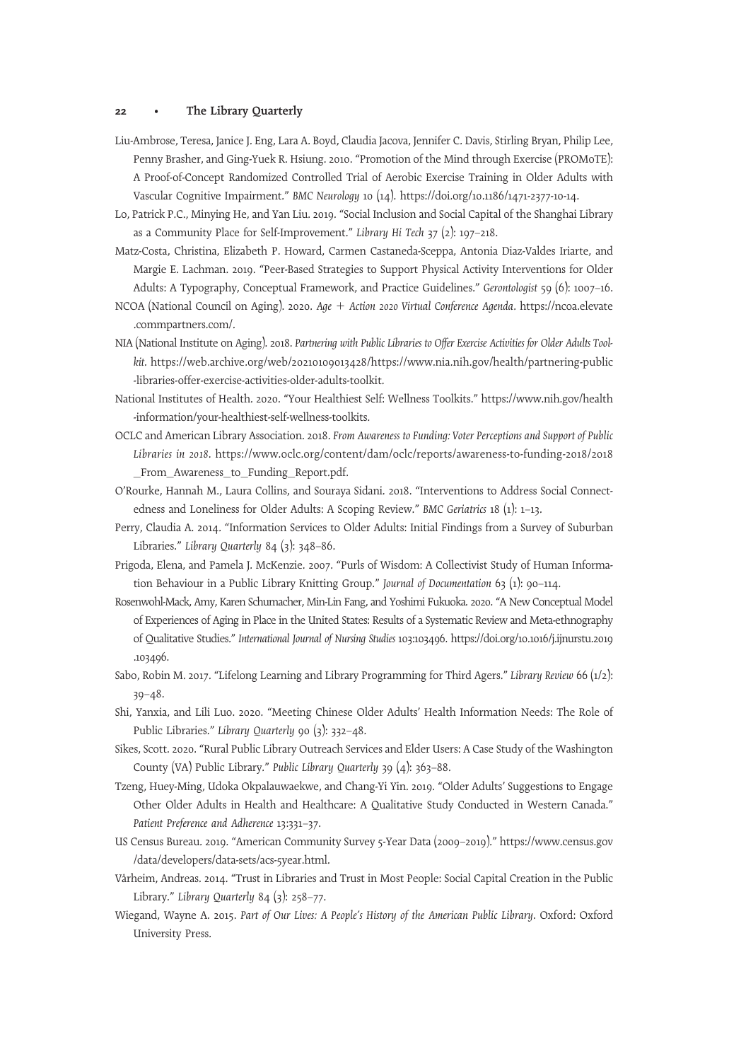Liu-Ambrose, Teresa, Janice J. Eng, Lara A. Boyd, Claudia Jacova, Jennifer C. Davis, Stirling Bryan, Philip Lee, Penny Brasher, and Ging-Yuek R. Hsiung. 2010. "Promotion of the Mind through Exercise (PROMoTE): A Proof-of-Concept Randomized Controlled Trial of Aerobic Exercise Training in Older Adults with Vascular Cognitive Impairment." *BMC Neurology* 10 (14). https://doi.org/10.1186/1471-2377-10-14.

Lo, Patrick P.C., Minying He, and Yan Liu. 2019. "Social Inclusion and Social Capital of the Shanghai Library as a Community Place for Self-Improvement." *Library Hi Tech* 37 (2): 197–218.

Matz-Costa, Christina, Elizabeth P. Howard, Carmen Castaneda-Sceppa, Antonia Diaz-Valdes Iriarte, and Margie E. Lachman. 2019. "Peer-Based Strategies to Support Physical Activity Interventions for Older Adults: A Typography, Conceptual Framework, and Practice Guidelines." *Gerontologist* 59 (6): 1007–16.

NCOA (National Council on Aging). 2020. *Age + Action 2020 Virtual Conference Agenda*. https://ncoa.elevate.commpartners.com/.

NIA (National Institute on Aging). 2018. *Partnering with Public Libraries to Offer Exercise Activities for Older Adults Toolkit*. https://web.archive.org/web/20210109013428/https://www.nia.nih.gov/health/partnering-public-libraries-offer-exercise-activities-older-adults-toolkit.

National Institutes of Health. 2020. "Your Healthiest Self: Wellness Toolkits." https://www.nih.gov/health-information/your-healthiest-self-wellness-toolkits.

OCLC and American Library Association. 2018. *From Awareness to Funding: Voter Perceptions and Support of Public Libraries in 2018*. https://www.oclc.org/content/dam/oclc/reports/awareness-to-funding-2018/2018_From_Awareness_to_Funding_Report.pdf.

O'Rourke, Hannah M., Laura Collins, and Souraya Sidani. 2018. "Interventions to Address Social Connectedness and Loneliness for Older Adults: A Scoping Review." *BMC Geriatrics* 18 (1): 1–13.

Perry, Claudia A. 2014. "Information Services to Older Adults: Initial Findings from a Survey of Suburban Libraries." *Library Quarterly* 84 (3): 348–86.

Prigoda, Elena, and Pamela J. McKenzie. 2007. "Purls of Wisdom: A Collectivist Study of Human Information Behaviour in a Public Library Knitting Group." *Journal of Documentation* 63 (1): 90–114.

Rosenwohl-Mack, Amy, Karen Schumacher, Min-Lin Fang, and Yoshimi Fukuoka. 2020. "A New Conceptual Model of Experiences of Aging in Place in the United States: Results of a Systematic Review and Meta-ethnography of Qualitative Studies." *International Journal of Nursing Studies* 103:103496. https://doi.org/10.1016/j.ijnurstu.2019.103496.

Sabo, Robin M. 2017. "Lifelong Learning and Library Programming for Third Agers." *Library Review* 66 (1/2): 39–48.

Shi, Yanxia, and Lili Luo. 2020. "Meeting Chinese Older Adults' Health Information Needs: The Role of Public Libraries." *Library Quarterly* 90 (3): 332–48.

Sikes, Scott. 2020. "Rural Public Library Outreach Services and Elder Users: A Case Study of the Washington County (VA) Public Library." *Public Library Quarterly* 39 (4): 363–88.

Tzeng, Huey-Ming, Udoka Okpalauwaekwe, and Chang-Yi Yin. 2019. "Older Adults' Suggestions to Engage Other Older Adults in Health and Healthcare: A Qualitative Study Conducted in Western Canada." *Patient Preference and Adherence* 13:331–37.

US Census Bureau. 2019. "American Community Survey 5-Year Data (2009–2019)." https://www.census.gov/data/developers/data-sets/acs-5year.html.

Vårheim, Andreas. 2014. "Trust in Libraries and Trust in Most People: Social Capital Creation in the Public Library." *Library Quarterly* 84 (3): 258–77.

Wiegand, Wayne A. 2015. *Part of Our Lives: A People's History of the American Public Library*. Oxford: Oxford University Press.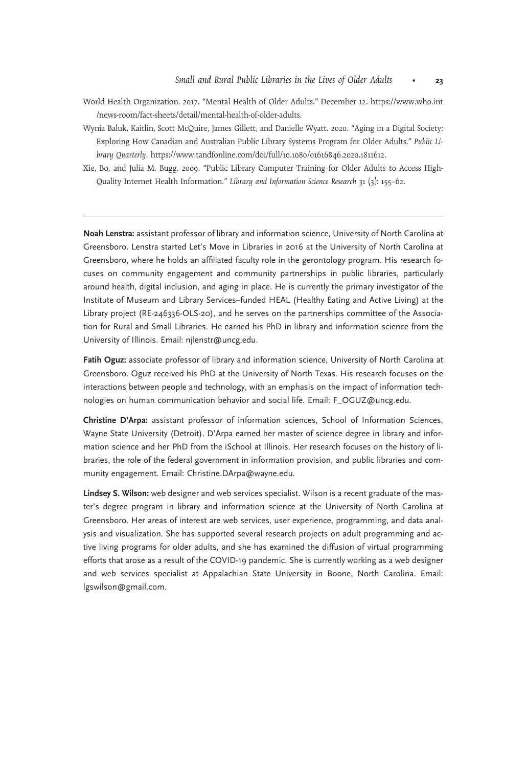World Health Organization. 2017. "Mental Health of Older Adults." December 12. https://www.who.int/news-room/fact-sheets/detail/mental-health-of-older-adults.

Wynia Baluk, Kaitlin, Scott McQuire, James Gillett, and Danielle Wyatt. 2020. "Aging in a Digital Society: Exploring How Canadian and Australian Public Library Systems Program for Older Adults." *Public Library Quarterly*. https://www.tandfonline.com/doi/full/10.1080/01616846.2020.1811612.

Xie, Bo, and Julia M. Bugg. 2009. "Public Library Computer Training for Older Adults to Access High-Quality Internet Health Information." *Library and Information Science Research* 31 (3): 155–62.

---

**Noah Lenstra:** assistant professor of library and information science, University of North Carolina at Greensboro. Lenstra started Let's Move in Libraries in 2016 at the University of North Carolina at Greensboro, where he holds an affiliated faculty role in the gerontology program. His research focuses on community engagement and community partnerships in public libraries, particularly around health, digital inclusion, and aging in place. He is currently the primary investigator of the Institute of Museum and Library Services–funded HEAL (Healthy Eating and Active Living) at the Library project (RE-246336-OLS-20), and he serves on the partnerships committee of the Association for Rural and Small Libraries. He earned his PhD in library and information science from the University of Illinois. Email: njlenstr@uncg.edu.

**Fatih Oguz:** associate professor of library and information science, University of North Carolina at Greensboro. Oguz received his PhD at the University of North Texas. His research focuses on the interactions between people and technology, with an emphasis on the impact of information technologies on human communication behavior and social life. Email: F_OGUZ@uncg.edu.

**Christine D'Arpa:** assistant professor of information sciences, School of Information Sciences, Wayne State University (Detroit). D'Arpa earned her master of science degree in library and information science and her PhD from the iSchool at Illinois. Her research focuses on the history of libraries, the role of the federal government in information provision, and public libraries and community engagement. Email: Christine.DArpa@wayne.edu.

**Lindsey S. Wilson:** web designer and web services specialist. Wilson is a recent graduate of the master's degree program in library and information science at the University of North Carolina at Greensboro. Her areas of interest are web services, user experience, programming, and data analysis and visualization. She has supported several research projects on adult programming and active living programs for older adults, and she has examined the diffusion of virtual programming efforts that arose as a result of the COVID-19 pandemic. She is currently working as a web designer and web services specialist at Appalachian State University in Boone, North Carolina. Email: lgswilson@gmail.com.